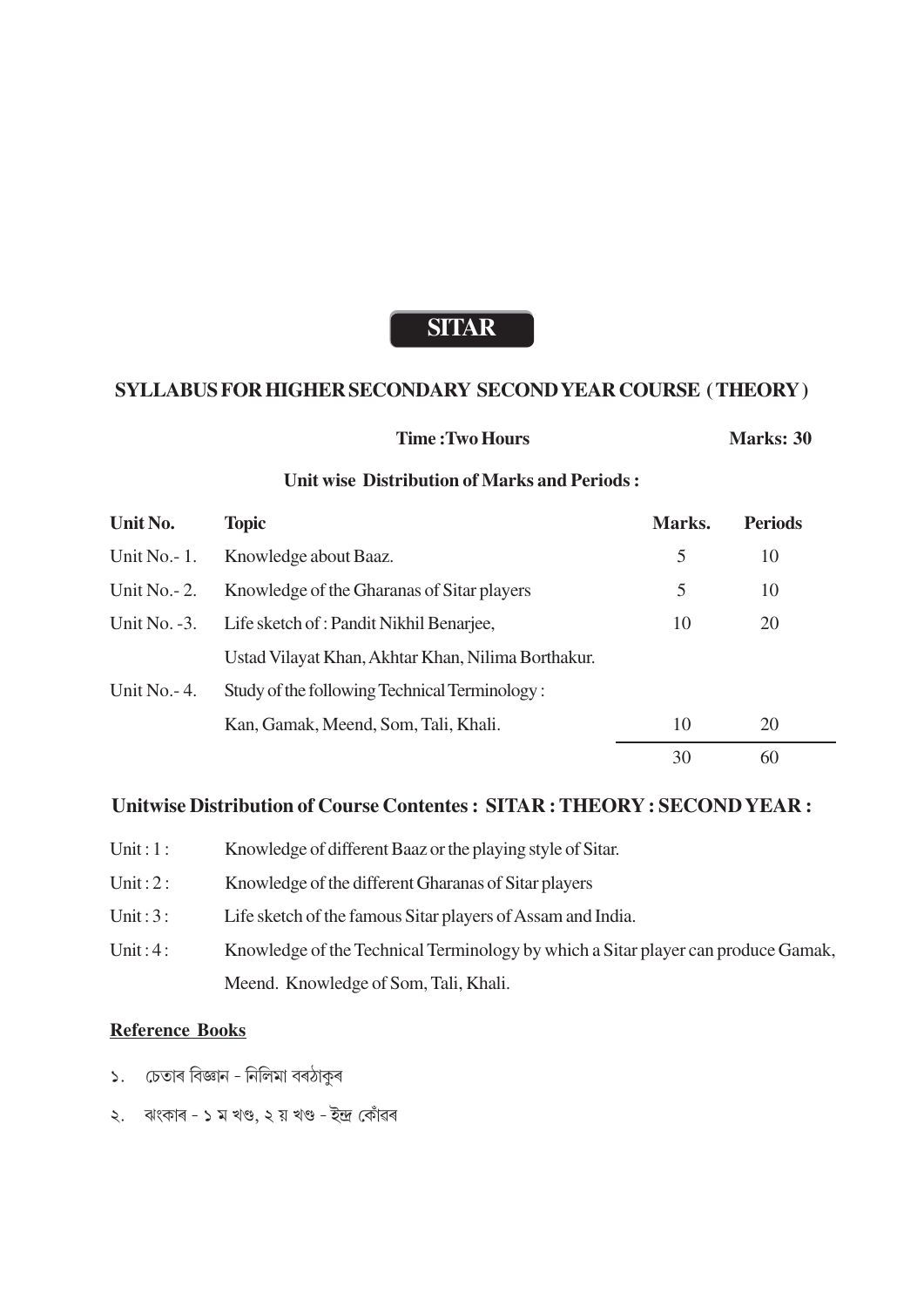# SITAR

## SYLLABUS FOR HIGHER SECONDARY SECOND YEAR COURSE ( THEORY )

**Time : Two Hours** **Marks: 30**

**Unit wise Distribution of Marks and Periods :**

| Unit No. | Topic | Marks. | Periods |
|---|---|---|---|
| Unit No.- 1. | Knowledge about Baaz. | 5 | 10 |
| Unit No.- 2. | Knowledge of the Gharanas of Sitar players | 5 | 10 |
| Unit No. -3. | Life sketch of : Pandit Nikhil Benarjee, Ustad Vilayat Khan, Akhtar Khan, Nilima Borthakur. | 10 | 20 |
| Unit No.- 4. | Study of the following Technical Terminology : Kan, Gamak, Meend, Som, Tali, Khali. | 10 | 20 |
| | | 30 | 60 |

## Unitwise Distribution of Course Contentes : SITAR : THEORY : SECOND YEAR :

Unit : 1 : Knowledge of different Baaz or the playing style of Sitar.

Unit : 2 : Knowledge of the different Gharanas of Sitar players

Unit : 3 : Life sketch of the famous Sitar players of Assam and India.

Unit : 4 : Knowledge of the Technical Terminology by which a Sitar player can produce Gamak, Meend. Knowledge of Som, Tali, Khali.

### Reference Books

১. চেতাৰ বিজ্ঞান - নিলিমা বৰঠাকুৰ

২. ঝংকাৰ - ১ ম খণ্ড, ২ য় খণ্ড - ইন্দ্ৰ কোঁৱৰ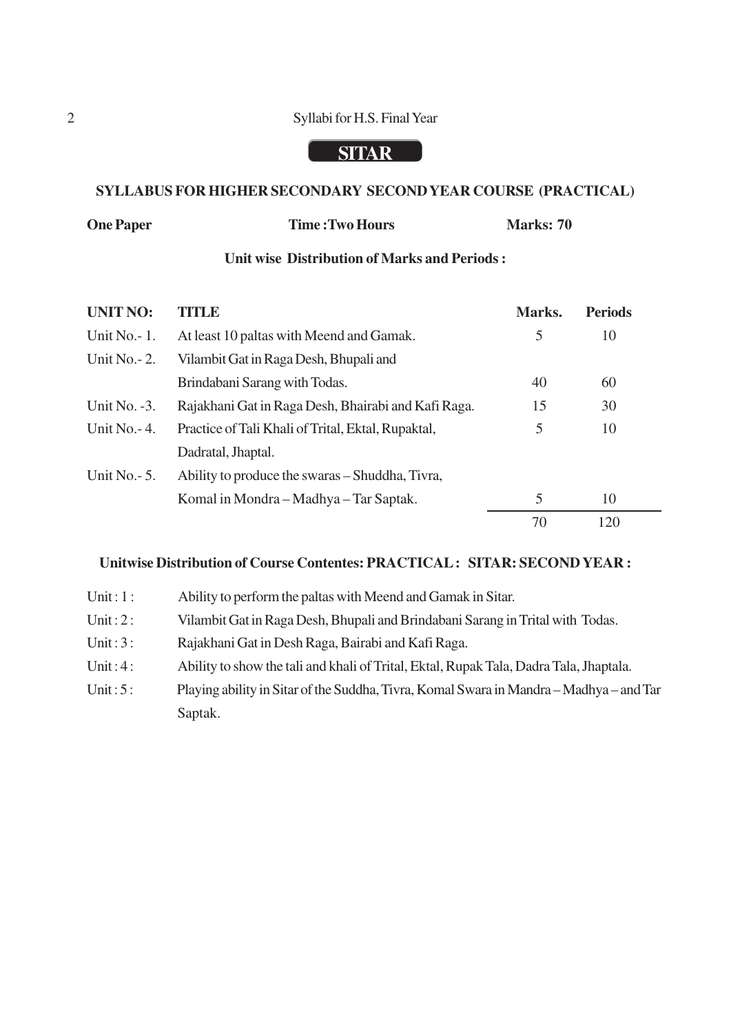# SITAR

## SYLLABUS FOR HIGHER SECONDARY SECOND YEAR COURSE (PRACTICAL)

**One Paper** **Time : Two Hours** **Marks: 70**

### Unit wise Distribution of Marks and Periods :

| UNIT NO: | TITLE | Marks. | Periods |
|---|---|---|---|
| Unit No.- 1. | At least 10 paltas with Meend and Gamak. | 5 | 10 |
| Unit No.- 2. | Vilambit Gat in Raga Desh, Bhupali and Brindabani Sarang with Todas. | 40 | 60 |
| Unit No. -3. | Rajakhani Gat in Raga Desh, Bhairabi and Kafi Raga. | 15 | 30 |
| Unit No.- 4. | Practice of Tali Khali of Trital, Ektal, Rupaktal, Dadratal, Jhaptal. | 5 | 10 |
| Unit No.- 5. | Ability to produce the swaras – Shuddha, Tivra, Komal in Mondra – Madhya – Tar Saptak. | 5 | 10 |
| | | 70 | 120 |

### Unitwise Distribution of Course Contentes: PRACTICAL : SITAR: SECOND YEAR :

- Unit : 1 : Ability to perform the paltas with Meend and Gamak in Sitar.
- Unit : 2 : Vilambit Gat in Raga Desh, Bhupali and Brindabani Sarang in Trital with Todas.
- Unit : 3 : Rajakhani Gat in Desh Raga, Bairabi and Kafi Raga.
- Unit : 4 : Ability to show the tali and khali of Trital, Ektal, Rupak Tala, Dadra Tala, Jhaptala.
- Unit : 5 : Playing ability in Sitar of the Suddha, Tivra, Komal Swara in Mandra – Madhya – and Tar Saptak.